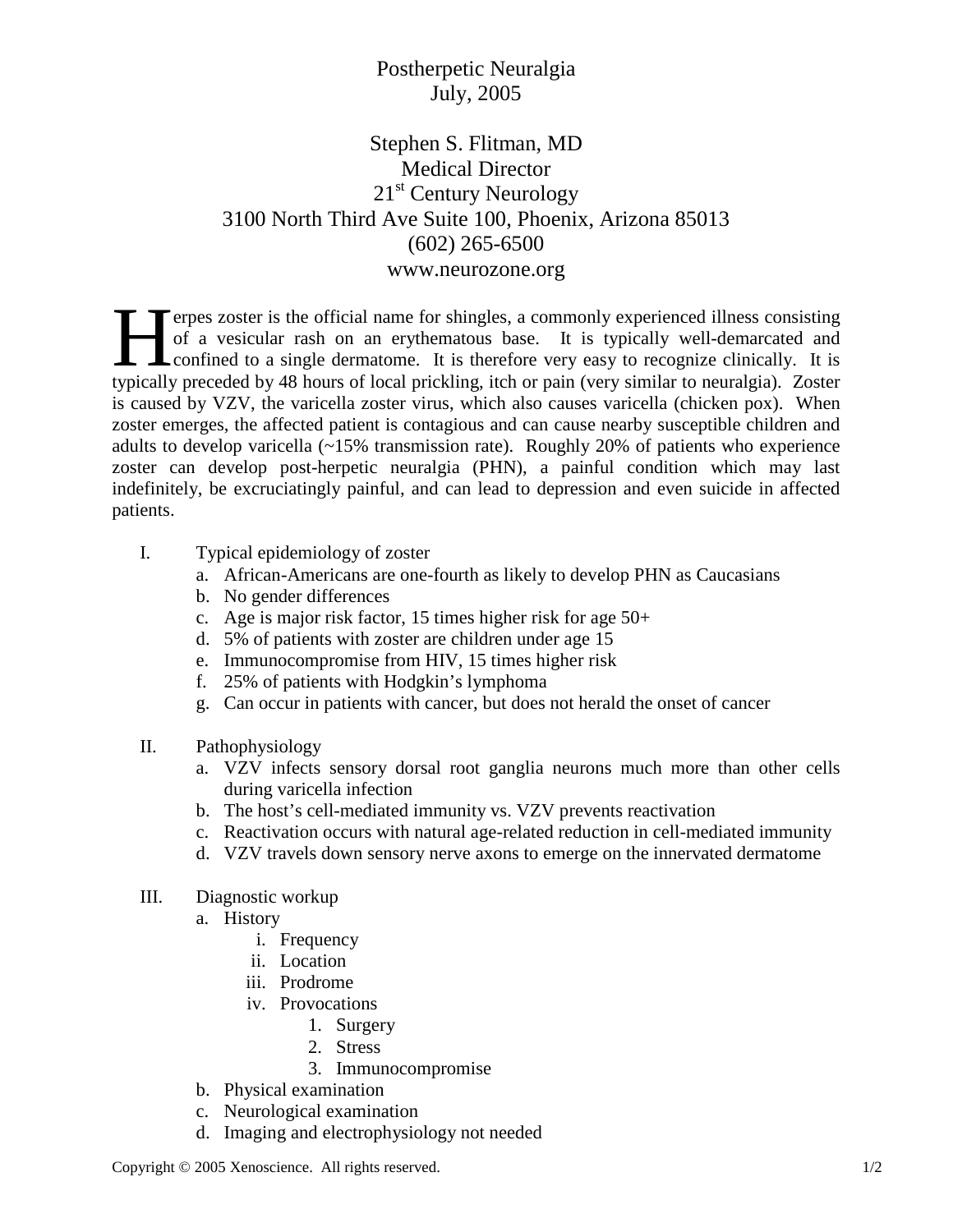# Postherpetic Neuralgia

July, 2005

Stephen S. Flitman, MD
Medical Director
21st Century Neurology
3100 North Third Ave Suite 100, Phoenix, Arizona 85013
(602) 265-6500
www.neurozone.org

Herpes zoster is the official name for shingles, a commonly experienced illness consisting of a vesicular rash on an erythematous base. It is typically well-demarcated and confined to a single dermatome. It is therefore very easy to recognize clinically. It is typically preceded by 48 hours of local prickling, itch or pain (very similar to neuralgia). Zoster is caused by VZV, the varicella zoster virus, which also causes varicella (chicken pox). When zoster emerges, the affected patient is contagious and can cause nearby susceptible children and adults to develop varicella (~15% transmission rate). Roughly 20% of patients who experience zoster can develop post-herpetic neuralgia (PHN), a painful condition which may last indefinitely, be excruciatingly painful, and can lead to depression and even suicide in affected patients.

I. Typical epidemiology of zoster
   a. African-Americans are one-fourth as likely to develop PHN as Caucasians
   b. No gender differences
   c. Age is major risk factor, 15 times higher risk for age 50+
   d. 5% of patients with zoster are children under age 15
   e. Immunocompromise from HIV, 15 times higher risk
   f. 25% of patients with Hodgkin's lymphoma
   g. Can occur in patients with cancer, but does not herald the onset of cancer

II. Pathophysiology
   a. VZV infects sensory dorsal root ganglia neurons much more than other cells during varicella infection
   b. The host's cell-mediated immunity vs. VZV prevents reactivation
   c. Reactivation occurs with natural age-related reduction in cell-mediated immunity
   d. VZV travels down sensory nerve axons to emerge on the innervated dermatome

III. Diagnostic workup
   a. History
      i. Frequency
      ii. Location
      iii. Prodrome
      iv. Provocations
         1. Surgery
         2. Stress
         3. Immunocompromise
   b. Physical examination
   c. Neurological examination
   d. Imaging and electrophysiology not needed

Copyright © 2005 Xenoscience. All rights reserved.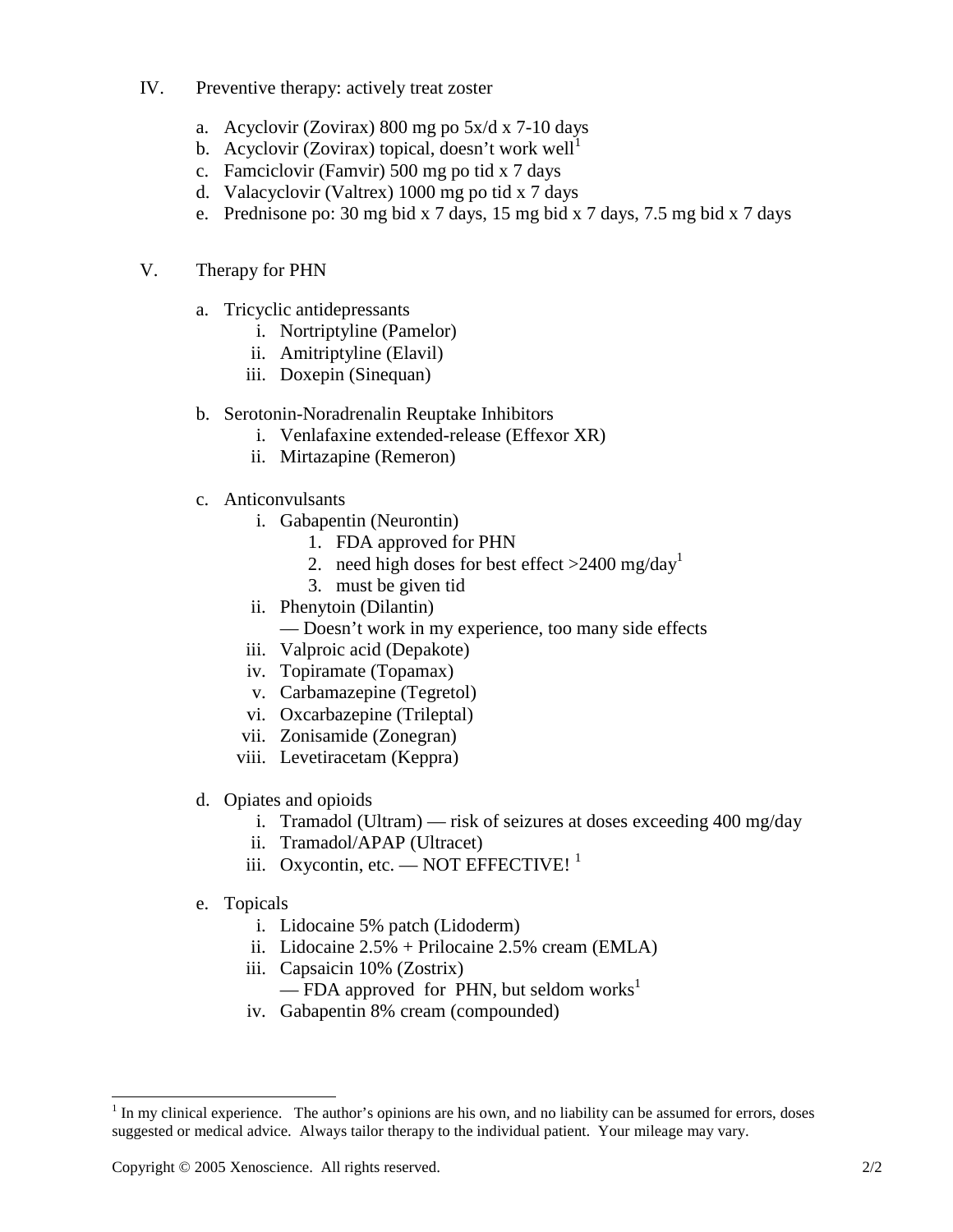IV. Preventive therapy: actively treat zoster

a. Acyclovir (Zovirax) 800 mg po 5x/d x 7-10 days
b. Acyclovir (Zovirax) topical, doesn't work well[1]
c. Famciclovir (Famvir) 500 mg po tid x 7 days
d. Valacyclovir (Valtrex) 1000 mg po tid x 7 days
e. Prednisone po: 30 mg bid x 7 days, 15 mg bid x 7 days, 7.5 mg bid x 7 days

V. Therapy for PHN

a. Tricyclic antidepressants
   i. Nortriptyline (Pamelor)
   ii. Amitriptyline (Elavil)
   iii. Doxepin (Sinequan)

b. Serotonin-Noradrenalin Reuptake Inhibitors
   i. Venlafaxine extended-release (Effexor XR)
   ii. Mirtazapine (Remeron)

c. Anticonvulsants
   i. Gabapentin (Neurontin)
      1. FDA approved for PHN
      2. need high doses for best effect >2400 mg/day[1]
      3. must be given tid
   ii. Phenytoin (Dilantin)
      — Doesn't work in my experience, too many side effects
   iii. Valproic acid (Depakote)
   iv. Topiramate (Topamax)
   v. Carbamazepine (Tegretol)
   vi. Oxcarbazepine (Trileptal)
   vii. Zonisamide (Zonegran)
   viii. Levetiracetam (Keppra)

d. Opiates and opioids
   i. Tramadol (Ultram) — risk of seizures at doses exceeding 400 mg/day
   ii. Tramadol/APAP (Ultracet)
   iii. Oxycontin, etc. — NOT EFFECTIVE! [1]

e. Topicals
   i. Lidocaine 5% patch (Lidoderm)
   ii. Lidocaine 2.5% + Prilocaine 2.5% cream (EMLA)
   iii. Capsaicin 10% (Zostrix)
      — FDA approved for PHN, but seldom works[1]
   iv. Gabapentin 8% cream (compounded)

---

[1] In my clinical experience. The author's opinions are his own, and no liability can be assumed for errors, doses suggested or medical advice. Always tailor therapy to the individual patient. Your mileage may vary.

Copyright © 2005 Xenoscience. All rights reserved.